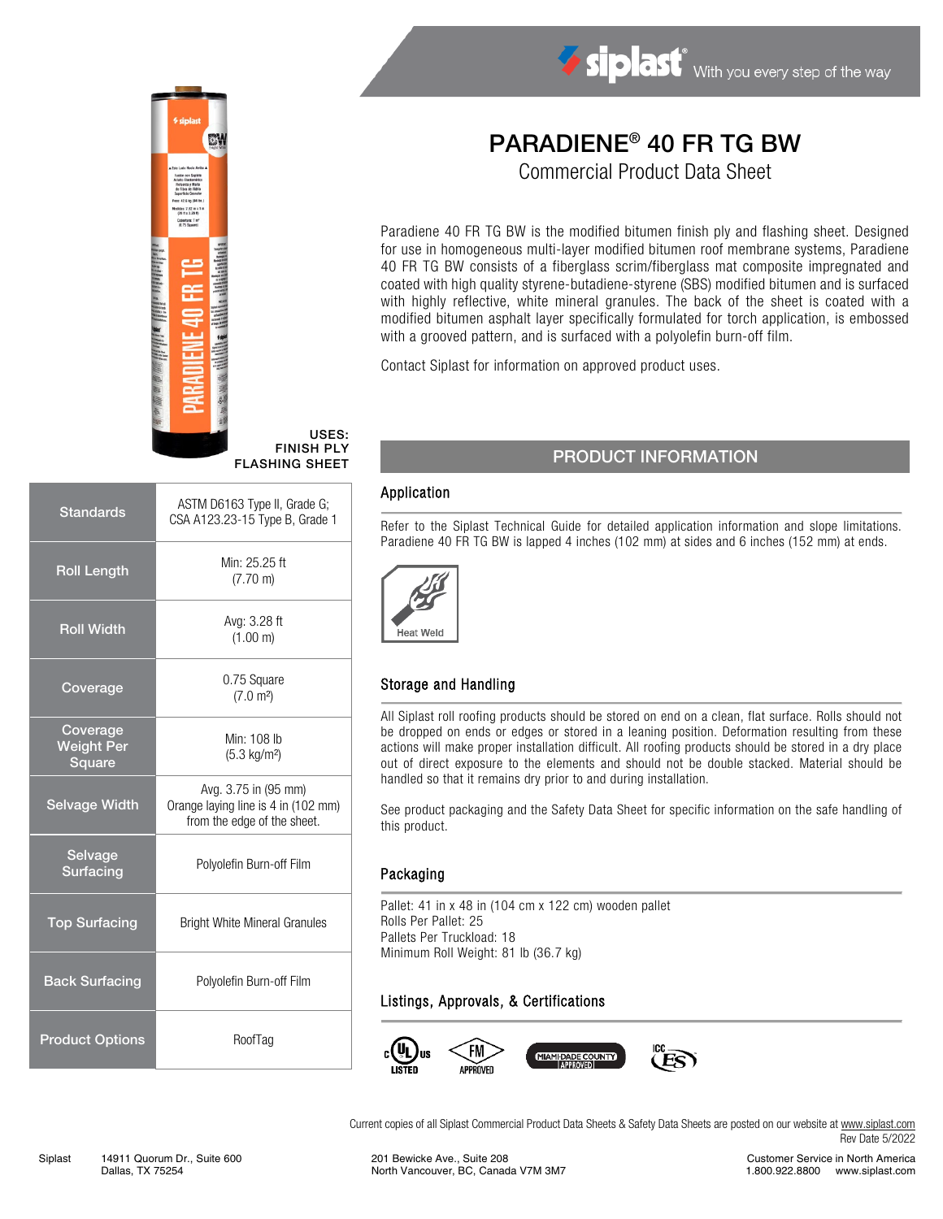siplast® With you every step of the way

# PARADIENE® 40 FR TG BW

## Commercial Product Data Sheet

Paradiene 40 FR TG BW is the modified bitumen finish ply and flashing sheet. Designed for use in homogeneous multi-layer modified bitumen roof membrane systems, Paradiene 40 FR TG BW consists of a fiberglass scrim/fiberglass mat composite impregnated and coated with high quality styrene-butadiene-styrene (SBS) modified bitumen and is surfaced with highly reflective, white mineral granules. The back of the sheet is coated with a modified bitumen asphalt layer specifically formulated for torch application, is embossed with a grooved pattern, and is surfaced with a polyolefin burn-off film.

Contact Siplast for information on approved product uses.

**USES:**
**FINISH PLY**
**FLASHING SHEET**

| | |
|---|---|
| **Standards** | ASTM D6163 Type II, Grade G; CSA A123.23-15 Type B, Grade 1 |
| **Roll Length** | Min: 25.25 ft (7.70 m) |
| **Roll Width** | Avg: 3.28 ft (1.00 m) |
| **Coverage** | 0.75 Square (7.0 m²) |
| **Coverage Weight Per Square** | Min: 108 lb (5.3 kg/m²) |
| **Selvage Width** | Avg. 3.75 in (95 mm) Orange laying line is 4 in (102 mm) from the edge of the sheet. |
| **Selvage Surfacing** | Polyolefin Burn-off Film |
| **Top Surfacing** | Bright White Mineral Granules |
| **Back Surfacing** | Polyolefin Burn-off Film |
| **Product Options** | RoofTag |

## PRODUCT INFORMATION

### Application

Refer to the Siplast Technical Guide for detailed application information and slope limitations. Paradiene 40 FR TG BW is lapped 4 inches (102 mm) at sides and 6 inches (152 mm) at ends.

Heat Weld

### Storage and Handling

All Siplast roll roofing products should be stored on end on a clean, flat surface. Rolls should not be dropped on ends or edges or stored in a leaning position. Deformation resulting from these actions will make proper installation difficult. All roofing products should be stored in a dry place out of direct exposure to the elements and should not be double stacked. Material should be handled so that it remains dry prior to and during installation.

See product packaging and the Safety Data Sheet for specific information on the safe handling of this product.

### Packaging

Pallet: 41 in x 48 in (104 cm x 122 cm) wooden pallet
Rolls Per Pallet: 25
Pallets Per Truckload: 18
Minimum Roll Weight: 81 lb (36.7 kg)

### Listings, Approvals, & Certifications

c UL us LISTED — FM APPROVED — MIAMI-DADE COUNTY APPROVED — ICC ES

Current copies of all Siplast Commercial Product Data Sheets & Safety Data Sheets are posted on our website at www.siplast.com
Rev Date 5/2022

Siplast 14911 Quorum Dr., Suite 600, Dallas, TX 75254 | 201 Bewicke Ave., Suite 208, North Vancouver, BC, Canada V7M 3M7 | Customer Service in North America 1.800.922.8800 www.siplast.com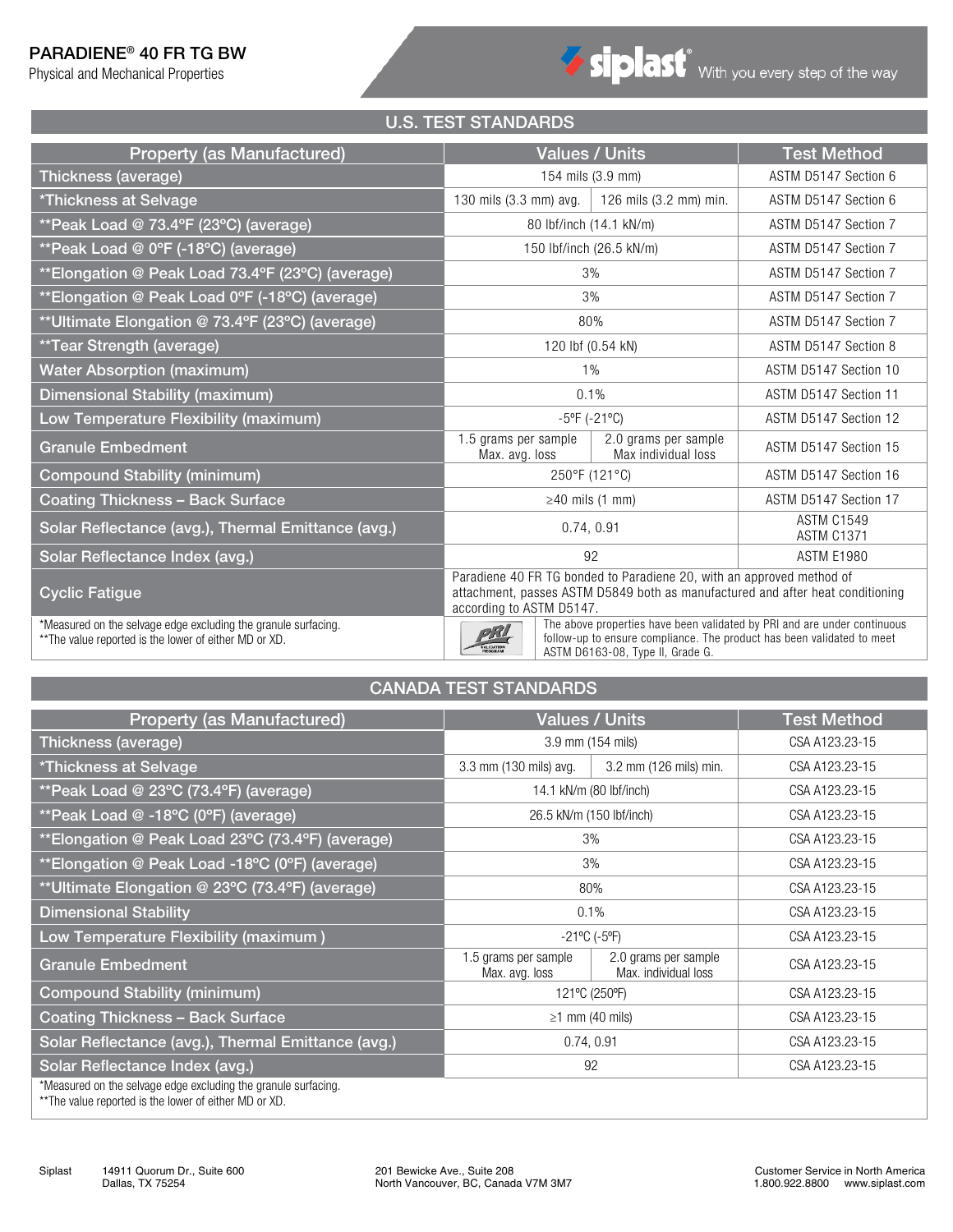# PARADIENE® 40 FR TG BW

Physical and Mechanical Properties

siplast® With you every step of the way

## U.S. TEST STANDARDS

| Property (as Manufactured) | Values / Units | | Test Method |
|---|---|---|---|
| Thickness (average) | 154 mils (3.9 mm) | | ASTM D5147 Section 6 |
| *Thickness at Selvage | 130 mils (3.3 mm) avg. | 126 mils (3.2 mm) min. | ASTM D5147 Section 6 |
| **Peak Load @ 73.4ºF (23ºC) (average) | 80 lbf/inch (14.1 kN/m) | | ASTM D5147 Section 7 |
| **Peak Load @ 0ºF (-18ºC) (average) | 150 lbf/inch (26.5 kN/m) | | ASTM D5147 Section 7 |
| **Elongation @ Peak Load 73.4ºF (23ºC) (average) | 3% | | ASTM D5147 Section 7 |
| **Elongation @ Peak Load 0ºF (-18ºC) (average) | 3% | | ASTM D5147 Section 7 |
| **Ultimate Elongation @ 73.4ºF (23ºC) (average) | 80% | | ASTM D5147 Section 7 |
| **Tear Strength (average) | 120 lbf (0.54 kN) | | ASTM D5147 Section 8 |
| Water Absorption (maximum) | 1% | | ASTM D5147 Section 10 |
| Dimensional Stability (maximum) | 0.1% | | ASTM D5147 Section 11 |
| Low Temperature Flexibility (maximum) | -5ºF (-21ºC) | | ASTM D5147 Section 12 |
| Granule Embedment | 1.5 grams per sample Max. avg. loss | 2.0 grams per sample Max individual loss | ASTM D5147 Section 15 |
| Compound Stability (minimum) | 250°F (121°C) | | ASTM D5147 Section 16 |
| Coating Thickness – Back Surface | ≥40 mils (1 mm) | | ASTM D5147 Section 17 |
| Solar Reflectance (avg.), Thermal Emittance (avg.) | 0.74, 0.91 | | ASTM C1549 ASTM C1371 |
| Solar Reflectance Index (avg.) | 92 | | ASTM E1980 |
| Cyclic Fatigue | Paradiene 40 FR TG bonded to Paradiene 20, with an approved method of attachment, passes ASTM D5849 both as manufactured and after heat conditioning according to ASTM D5147. | | |

*Measured on the selvage edge excluding the granule surfacing.
**The value reported is the lower of either MD or XD.

PRI VALIDATION PROGRAM — The above properties have been validated by PRI and are under continuous follow-up to ensure compliance. The product has been validated to meet ASTM D6163-08, Type II, Grade G.

## CANADA TEST STANDARDS

| Property (as Manufactured) | Values / Units | | Test Method |
|---|---|---|---|
| Thickness (average) | 3.9 mm (154 mils) | | CSA A123.23-15 |
| *Thickness at Selvage | 3.3 mm (130 mils) avg. | 3.2 mm (126 mils) min. | CSA A123.23-15 |
| **Peak Load @ 23ºC (73.4ºF) (average) | 14.1 kN/m (80 lbf/inch) | | CSA A123.23-15 |
| **Peak Load @ -18ºC (0ºF) (average) | 26.5 kN/m (150 lbf/inch) | | CSA A123.23-15 |
| **Elongation @ Peak Load 23ºC (73.4ºF) (average) | 3% | | CSA A123.23-15 |
| **Elongation @ Peak Load -18ºC (0ºF) (average) | 3% | | CSA A123.23-15 |
| **Ultimate Elongation @ 23ºC (73.4ºF) (average) | 80% | | CSA A123.23-15 |
| Dimensional Stability | 0.1% | | CSA A123.23-15 |
| Low Temperature Flexibility (maximum ) | -21ºC (-5ºF) | | CSA A123.23-15 |
| Granule Embedment | 1.5 grams per sample Max. avg. loss | 2.0 grams per sample Max. individual loss | CSA A123.23-15 |
| Compound Stability (minimum) | 121ºC (250ºF) | | CSA A123.23-15 |
| Coating Thickness – Back Surface | ≥1 mm (40 mils) | | CSA A123.23-15 |
| Solar Reflectance (avg.), Thermal Emittance (avg.) | 0.74, 0.91 | | CSA A123.23-15 |
| Solar Reflectance Index (avg.) | 92 | | CSA A123.23-15 |

*Measured on the selvage edge excluding the granule surfacing.
**The value reported is the lower of either MD or XD.

Siplast 14911 Quorum Dr., Suite 600 Dallas, TX 75254

201 Bewicke Ave., Suite 208 North Vancouver, BC, Canada V7M 3M7

Customer Service in North America 1.800.922.8800 www.siplast.com